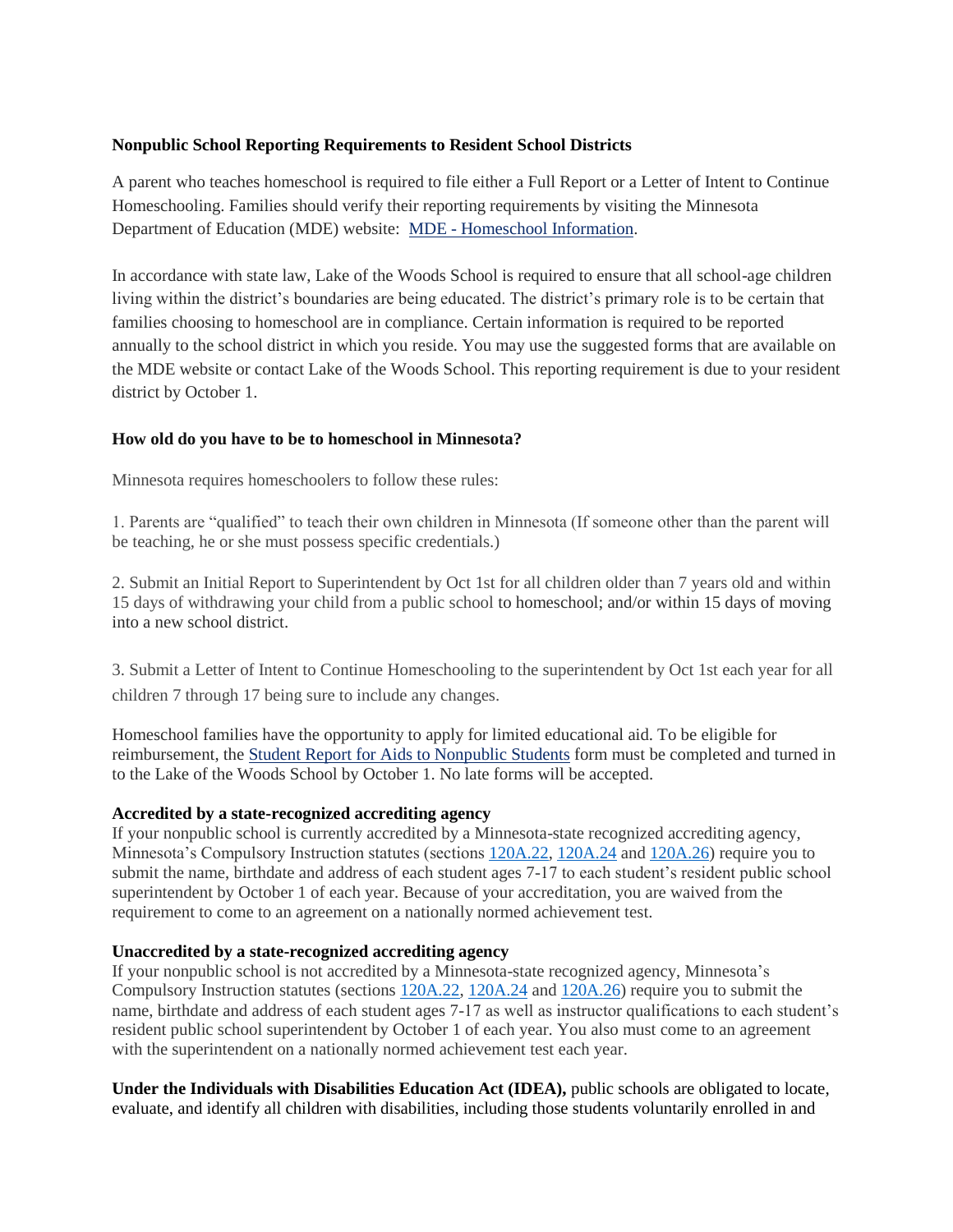**Nonpublic School Reporting Requirements to Resident School Districts**

A parent who teaches homeschool is required to file either a Full Report or a Letter of Intent to Continue Homeschooling. Families should verify their reporting requirements by visiting the Minnesota Department of Education (MDE) website: [MDE - Homeschool Information](MDE - Homeschool Information).

In accordance with state law, Lake of the Woods School is required to ensure that all school-age children living within the district's boundaries are being educated. The district's primary role is to be certain that families choosing to homeschool are in compliance. Certain information is required to be reported annually to the school district in which you reside. You may use the suggested forms that are available on the MDE website or contact Lake of the Woods School. This reporting requirement is due to your resident district by October 1.

**How old do you have to be to homeschool in Minnesota?**

Minnesota requires homeschoolers to follow these rules:

1. Parents are "qualified" to teach their own children in Minnesota (If someone other than the parent will be teaching, he or she must possess specific credentials.)

2. Submit an Initial Report to Superintendent by Oct 1st for all children older than 7 years old and within 15 days of withdrawing your child from a public school to homeschool; and/or within 15 days of moving into a new school district.

3. Submit a Letter of Intent to Continue Homeschooling to the superintendent by Oct 1st each year for all children 7 through 17 being sure to include any changes.

Homeschool families have the opportunity to apply for limited educational aid. To be eligible for reimbursement, the Student Report for Aids to Nonpublic Students form must be completed and turned in to the Lake of the Woods School by October 1. No late forms will be accepted.

**Accredited by a state-recognized accrediting agency**
If your nonpublic school is currently accredited by a Minnesota-state recognized accrediting agency, Minnesota's Compulsory Instruction statutes (sections 120A.22, 120A.24 and 120A.26) require you to submit the name, birthdate and address of each student ages 7-17 to each student's resident public school superintendent by October 1 of each year. Because of your accreditation, you are waived from the requirement to come to an agreement on a nationally normed achievement test.

**Unaccredited by a state-recognized accrediting agency**
If your nonpublic school is not accredited by a Minnesota-state recognized agency, Minnesota's Compulsory Instruction statutes (sections 120A.22, 120A.24 and 120A.26) require you to submit the name, birthdate and address of each student ages 7-17 as well as instructor qualifications to each student's resident public school superintendent by October 1 of each year. You also must come to an agreement with the superintendent on a nationally normed achievement test each year.

**Under the Individuals with Disabilities Education Act (IDEA),** public schools are obligated to locate, evaluate, and identify all children with disabilities, including those students voluntarily enrolled in and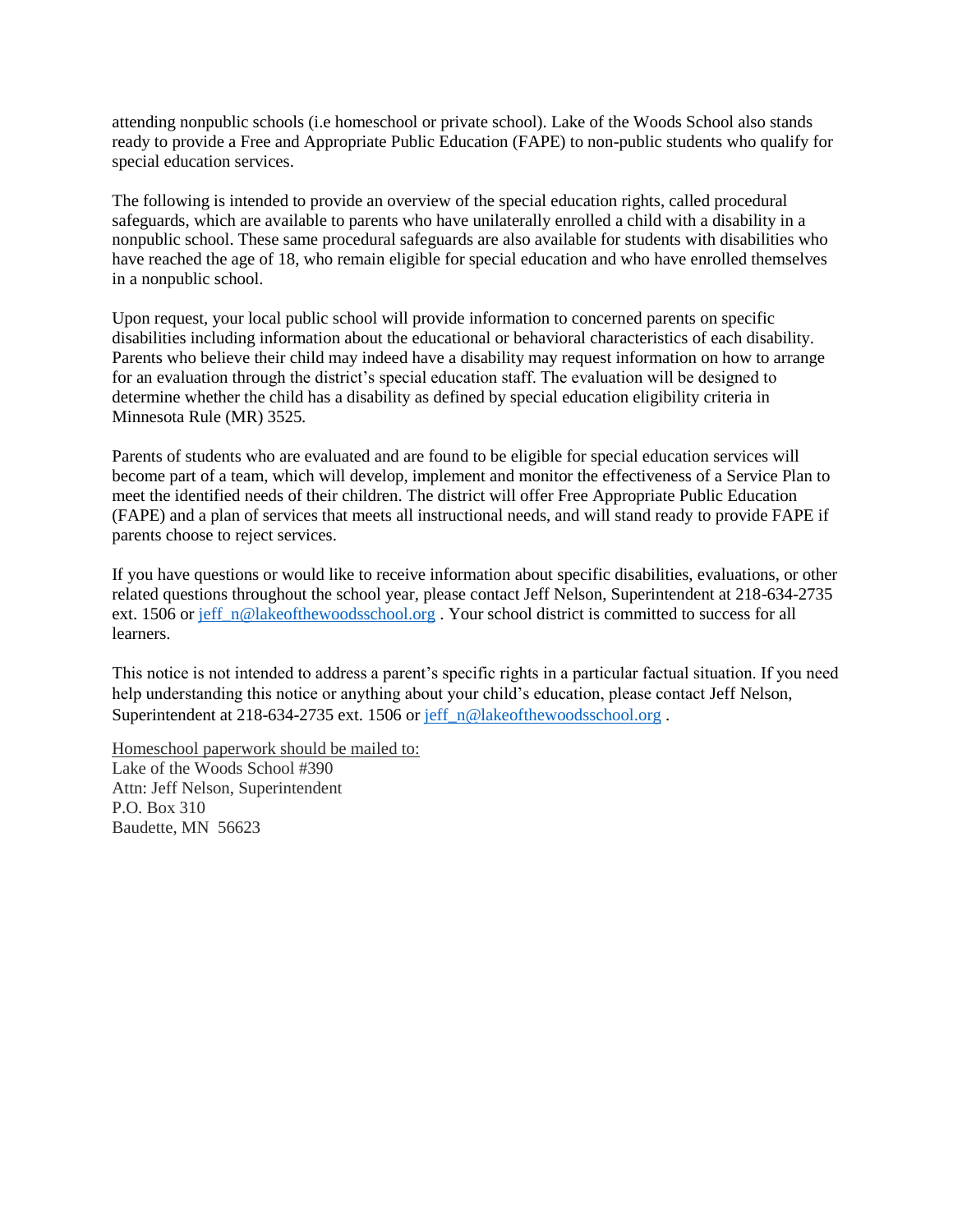attending nonpublic schools (i.e homeschool or private school). Lake of the Woods School also stands ready to provide a Free and Appropriate Public Education (FAPE) to non-public students who qualify for special education services.

The following is intended to provide an overview of the special education rights, called procedural safeguards, which are available to parents who have unilaterally enrolled a child with a disability in a nonpublic school. These same procedural safeguards are also available for students with disabilities who have reached the age of 18, who remain eligible for special education and who have enrolled themselves in a nonpublic school.

Upon request, your local public school will provide information to concerned parents on specific disabilities including information about the educational or behavioral characteristics of each disability. Parents who believe their child may indeed have a disability may request information on how to arrange for an evaluation through the district's special education staff. The evaluation will be designed to determine whether the child has a disability as defined by special education eligibility criteria in Minnesota Rule (MR) 3525.

Parents of students who are evaluated and are found to be eligible for special education services will become part of a team, which will develop, implement and monitor the effectiveness of a Service Plan to meet the identified needs of their children. The district will offer Free Appropriate Public Education (FAPE) and a plan of services that meets all instructional needs, and will stand ready to provide FAPE if parents choose to reject services.

If you have questions or would like to receive information about specific disabilities, evaluations, or other related questions throughout the school year, please contact Jeff Nelson, Superintendent at 218-634-2735 ext. 1506 or jeff_n@lakeofthewoodsschool.org . Your school district is committed to success for all learners.

This notice is not intended to address a parent's specific rights in a particular factual situation. If you need help understanding this notice or anything about your child's education, please contact Jeff Nelson, Superintendent at 218-634-2735 ext. 1506 or jeff_n@lakeofthewoodsschool.org .

Homeschool paperwork should be mailed to:
Lake of the Woods School #390
Attn: Jeff Nelson, Superintendent
P.O. Box 310
Baudette, MN 56623